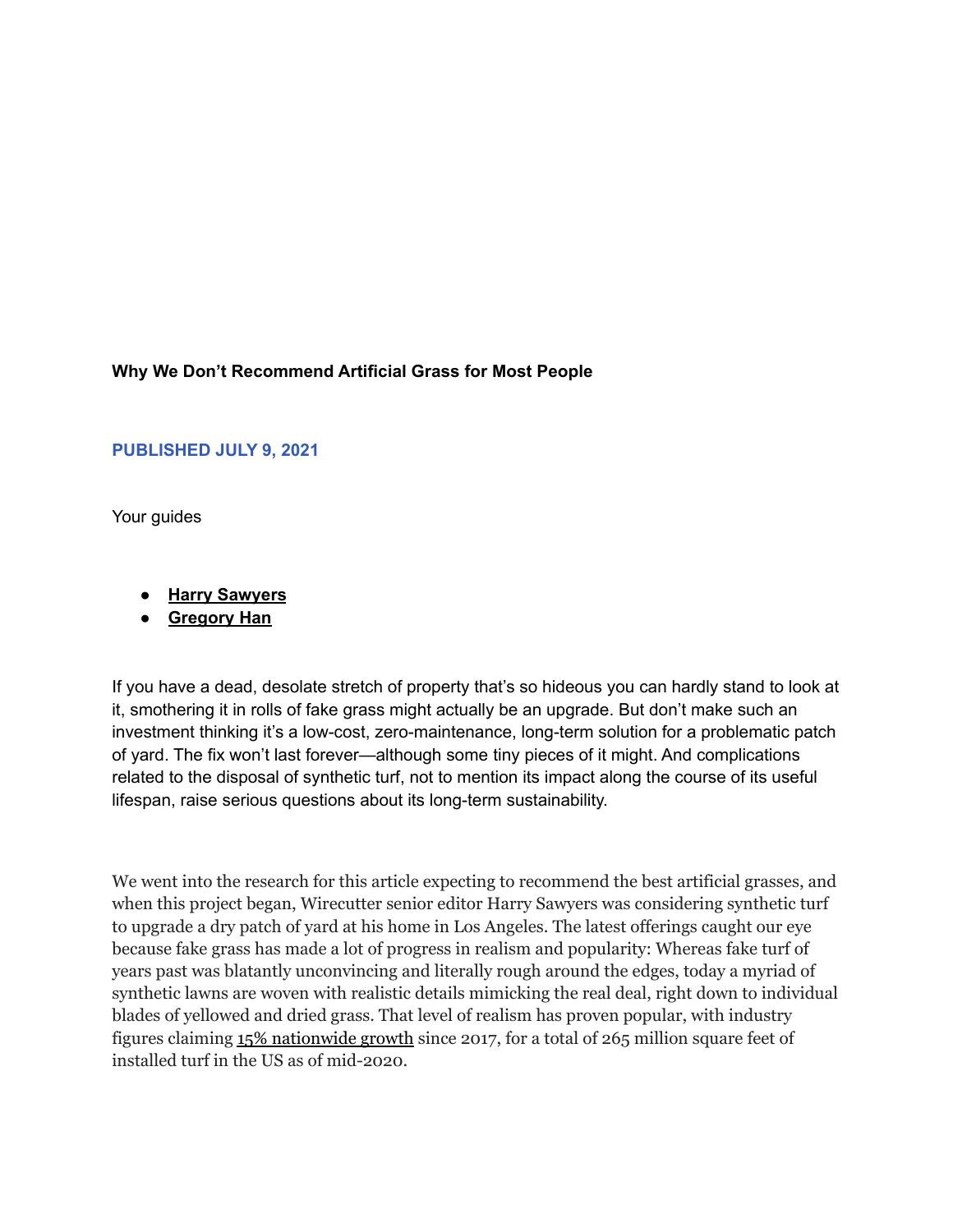# Why We Don't Recommend Artificial Grass for Most People

**PUBLISHED JULY 9, 2021**

Your guides

- **Harry Sawyers**
- **Gregory Han**

If you have a dead, desolate stretch of property that's so hideous you can hardly stand to look at it, smothering it in rolls of fake grass might actually be an upgrade. But don't make such an investment thinking it's a low-cost, zero-maintenance, long-term solution for a problematic patch of yard. The fix won't last forever—although some tiny pieces of it might. And complications related to the disposal of synthetic turf, not to mention its impact along the course of its useful lifespan, raise serious questions about its long-term sustainability.

We went into the research for this article expecting to recommend the best artificial grasses, and when this project began, Wirecutter senior editor Harry Sawyers was considering synthetic turf to upgrade a dry patch of yard at his home in Los Angeles. The latest offerings caught our eye because fake grass has made a lot of progress in realism and popularity: Whereas fake turf of years past was blatantly unconvincing and literally rough around the edges, today a myriad of synthetic lawns are woven with realistic details mimicking the real deal, right down to individual blades of yellowed and dried grass. That level of realism has proven popular, with industry figures claiming 15% nationwide growth since 2017, for a total of 265 million square feet of installed turf in the US as of mid-2020.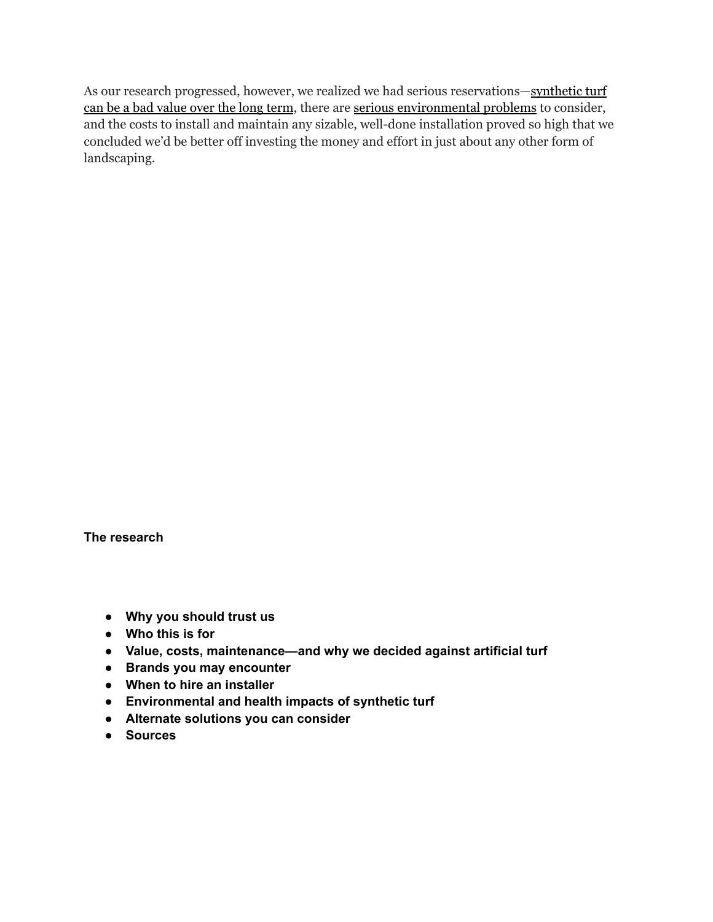As our research progressed, however, we realized we had serious reservations—synthetic turf can be a bad value over the long term, there are serious environmental problems to consider, and the costs to install and maintain any sizable, well-done installation proved so high that we concluded we'd be better off investing the money and effort in just about any other form of landscaping.

**The research**

- **Why you should trust us**
- **Who this is for**
- **Value, costs, maintenance—and why we decided against artificial turf**
- **Brands you may encounter**
- **When to hire an installer**
- **Environmental and health impacts of synthetic turf**
- **Alternate solutions you can consider**
- **Sources**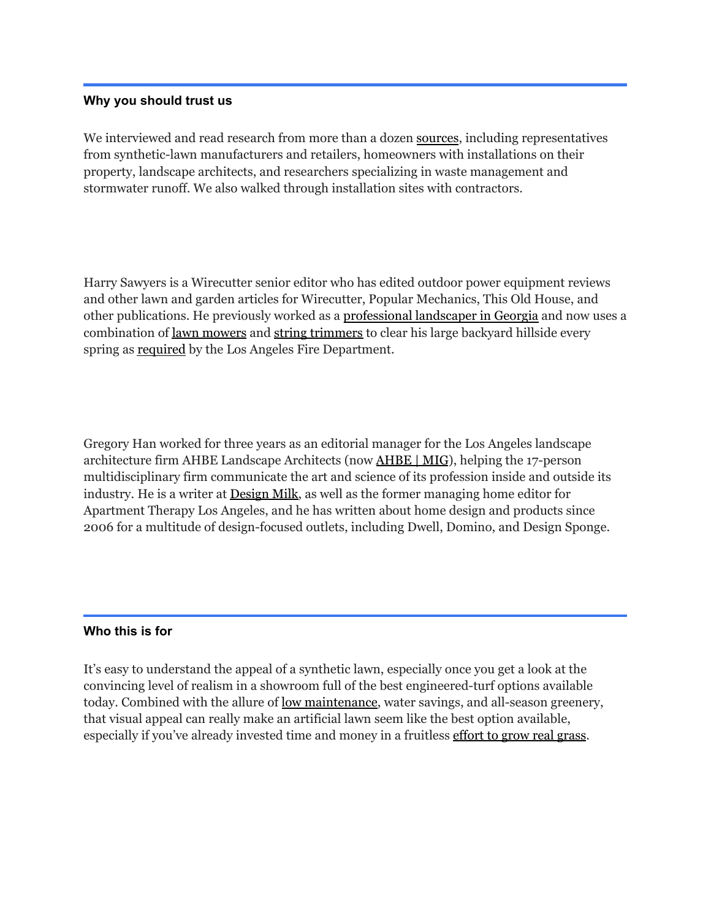## Why you should trust us

We interviewed and read research from more than a dozen sources, including representatives from synthetic-lawn manufacturers and retailers, homeowners with installations on their property, landscape architects, and researchers specializing in waste management and stormwater runoff. We also walked through installation sites with contractors.

Harry Sawyers is a Wirecutter senior editor who has edited outdoor power equipment reviews and other lawn and garden articles for Wirecutter, Popular Mechanics, This Old House, and other publications. He previously worked as a professional landscaper in Georgia and now uses a combination of lawn mowers and string trimmers to clear his large backyard hillside every spring as required by the Los Angeles Fire Department.

Gregory Han worked for three years as an editorial manager for the Los Angeles landscape architecture firm AHBE Landscape Architects (now AHBE | MIG), helping the 17-person multidisciplinary firm communicate the art and science of its profession inside and outside its industry. He is a writer at Design Milk, as well as the former managing home editor for Apartment Therapy Los Angeles, and he has written about home design and products since 2006 for a multitude of design-focused outlets, including Dwell, Domino, and Design Sponge.

## Who this is for

It's easy to understand the appeal of a synthetic lawn, especially once you get a look at the convincing level of realism in a showroom full of the best engineered-turf options available today. Combined with the allure of low maintenance, water savings, and all-season greenery, that visual appeal can really make an artificial lawn seem like the best option available, especially if you've already invested time and money in a fruitless effort to grow real grass.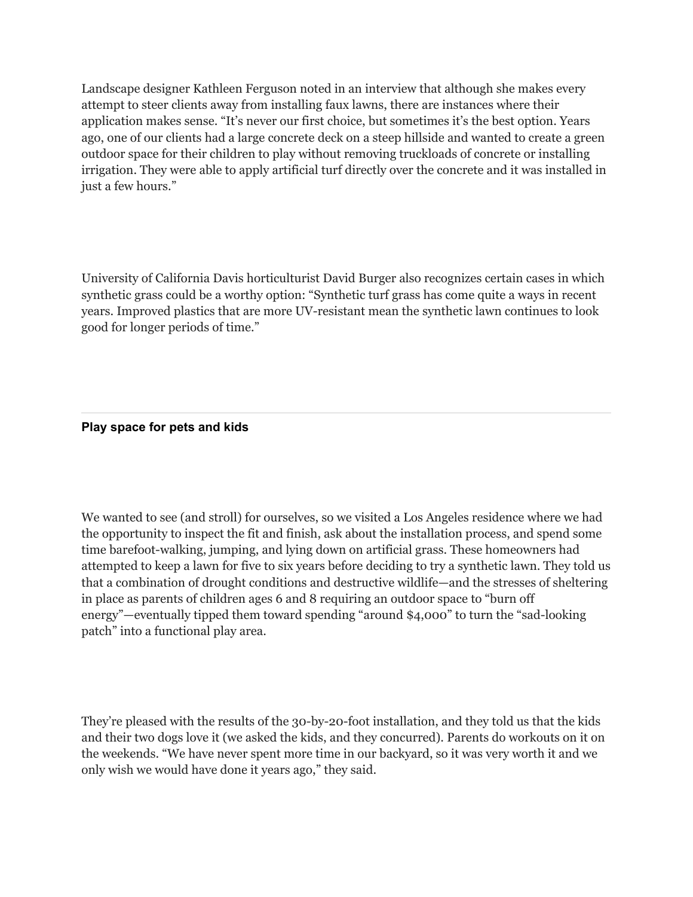Landscape designer Kathleen Ferguson noted in an interview that although she makes every attempt to steer clients away from installing faux lawns, there are instances where their application makes sense. "It's never our first choice, but sometimes it's the best option. Years ago, one of our clients had a large concrete deck on a steep hillside and wanted to create a green outdoor space for their children to play without removing truckloads of concrete or installing irrigation. They were able to apply artificial turf directly over the concrete and it was installed in just a few hours."

University of California Davis horticulturist David Burger also recognizes certain cases in which synthetic grass could be a worthy option: "Synthetic turf grass has come quite a ways in recent years. Improved plastics that are more UV-resistant mean the synthetic lawn continues to look good for longer periods of time."

---

### Play space for pets and kids

We wanted to see (and stroll) for ourselves, so we visited a Los Angeles residence where we had the opportunity to inspect the fit and finish, ask about the installation process, and spend some time barefoot-walking, jumping, and lying down on artificial grass. These homeowners had attempted to keep a lawn for five to six years before deciding to try a synthetic lawn. They told us that a combination of drought conditions and destructive wildlife—and the stresses of sheltering in place as parents of children ages 6 and 8 requiring an outdoor space to "burn off energy"—eventually tipped them toward spending "around $4,000" to turn the "sad-looking patch" into a functional play area.

They're pleased with the results of the 30-by-20-foot installation, and they told us that the kids and their two dogs love it (we asked the kids, and they concurred). Parents do workouts on it on the weekends. "We have never spent more time in our backyard, so it was very worth it and we only wish we would have done it years ago," they said.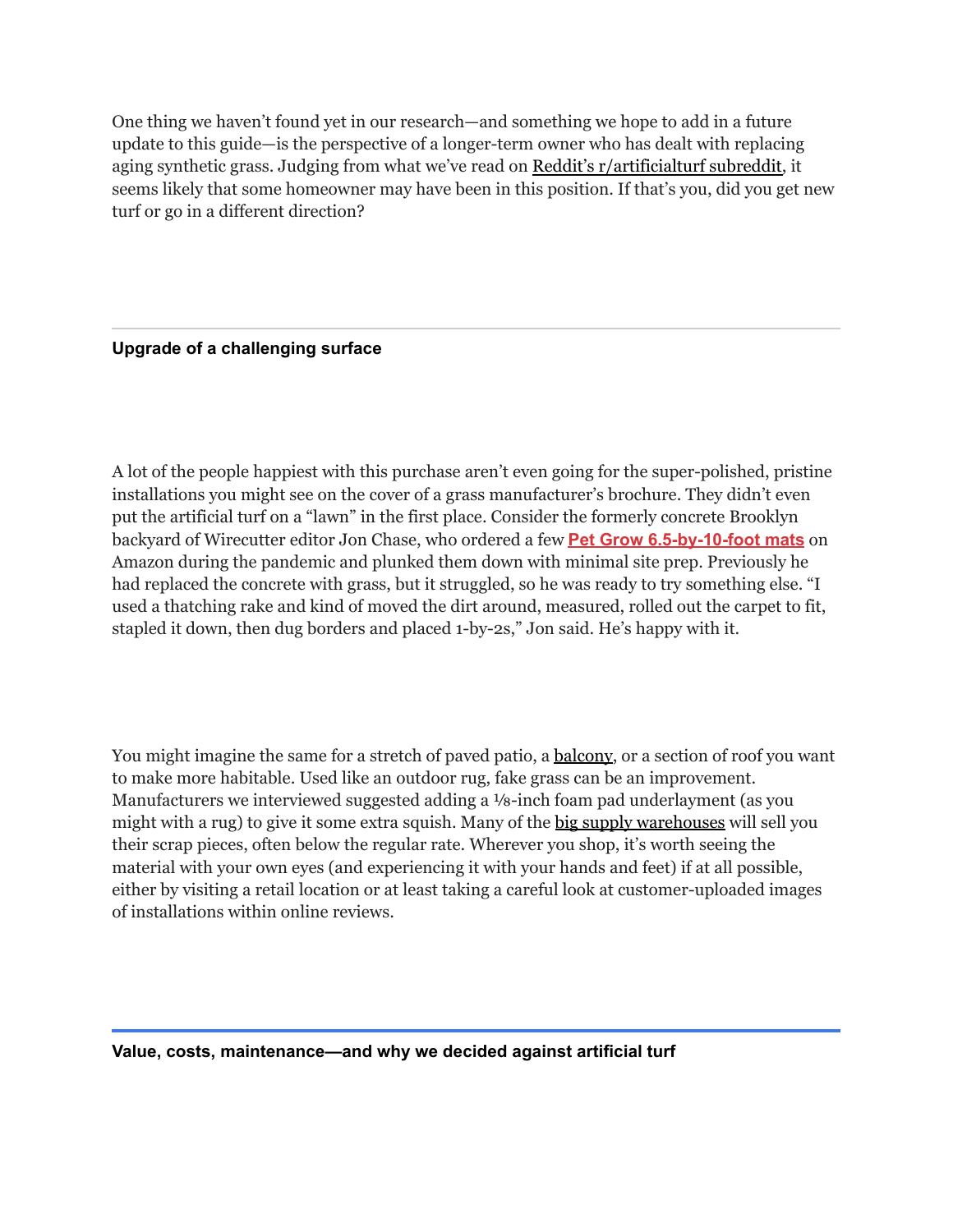One thing we haven't found yet in our research—and something we hope to add in a future update to this guide—is the perspective of a longer-term owner who has dealt with replacing aging synthetic grass. Judging from what we've read on Reddit's r/artificialturf subreddit, it seems likely that some homeowner may have been in this position. If that's you, did you get new turf or go in a different direction?

---

## Upgrade of a challenging surface

A lot of the people happiest with this purchase aren't even going for the super-polished, pristine installations you might see on the cover of a grass manufacturer's brochure. They didn't even put the artificial turf on a "lawn" in the first place. Consider the formerly concrete Brooklyn backyard of Wirecutter editor Jon Chase, who ordered a few **Pet Grow 6.5-by-10-foot mats** on Amazon during the pandemic and plunked them down with minimal site prep. Previously he had replaced the concrete with grass, but it struggled, so he was ready to try something else. "I used a thatching rake and kind of moved the dirt around, measured, rolled out the carpet to fit, stapled it down, then dug borders and placed 1-by-2s," Jon said. He's happy with it.

You might imagine the same for a stretch of paved patio, a balcony, or a section of roof you want to make more habitable. Used like an outdoor rug, fake grass can be an improvement. Manufacturers we interviewed suggested adding a ⅛-inch foam pad underlayment (as you might with a rug) to give it some extra squish. Many of the big supply warehouses will sell you their scrap pieces, often below the regular rate. Wherever you shop, it's worth seeing the material with your own eyes (and experiencing it with your hands and feet) if at all possible, either by visiting a retail location or at least taking a careful look at customer-uploaded images of installations within online reviews.

---

## Value, costs, maintenance—and why we decided against artificial turf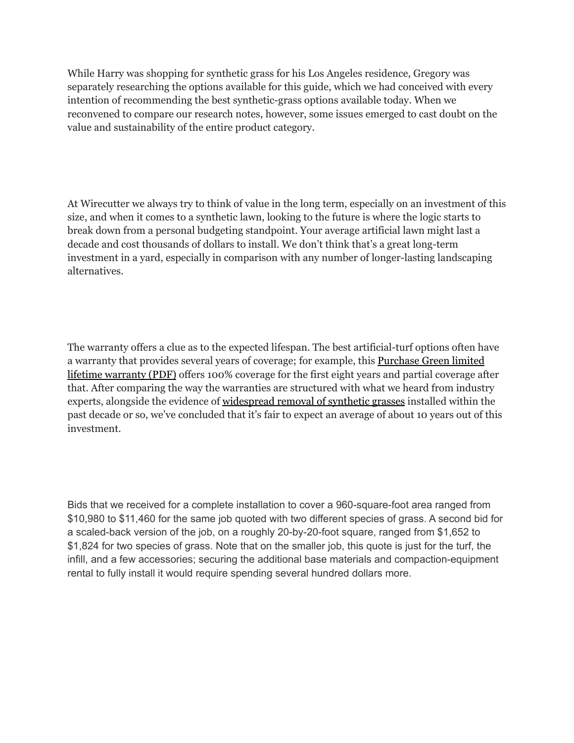While Harry was shopping for synthetic grass for his Los Angeles residence, Gregory was separately researching the options available for this guide, which we had conceived with every intention of recommending the best synthetic-grass options available today. When we reconvened to compare our research notes, however, some issues emerged to cast doubt on the value and sustainability of the entire product category.

At Wirecutter we always try to think of value in the long term, especially on an investment of this size, and when it comes to a synthetic lawn, looking to the future is where the logic starts to break down from a personal budgeting standpoint. Your average artificial lawn might last a decade and cost thousands of dollars to install. We don't think that's a great long-term investment in a yard, especially in comparison with any number of longer-lasting landscaping alternatives.

The warranty offers a clue as to the expected lifespan. The best artificial-turf options often have a warranty that provides several years of coverage; for example, this Purchase Green limited lifetime warranty (PDF) offers 100% coverage for the first eight years and partial coverage after that. After comparing the way the warranties are structured with what we heard from industry experts, alongside the evidence of widespread removal of synthetic grasses installed within the past decade or so, we've concluded that it's fair to expect an average of about 10 years out of this investment.

Bids that we received for a complete installation to cover a 960-square-foot area ranged from $10,980 to $11,460 for the same job quoted with two different species of grass. A second bid for a scaled-back version of the job, on a roughly 20-by-20-foot square, ranged from $1,652 to $1,824 for two species of grass. Note that on the smaller job, this quote is just for the turf, the infill, and a few accessories; securing the additional base materials and compaction-equipment rental to fully install it would require spending several hundred dollars more.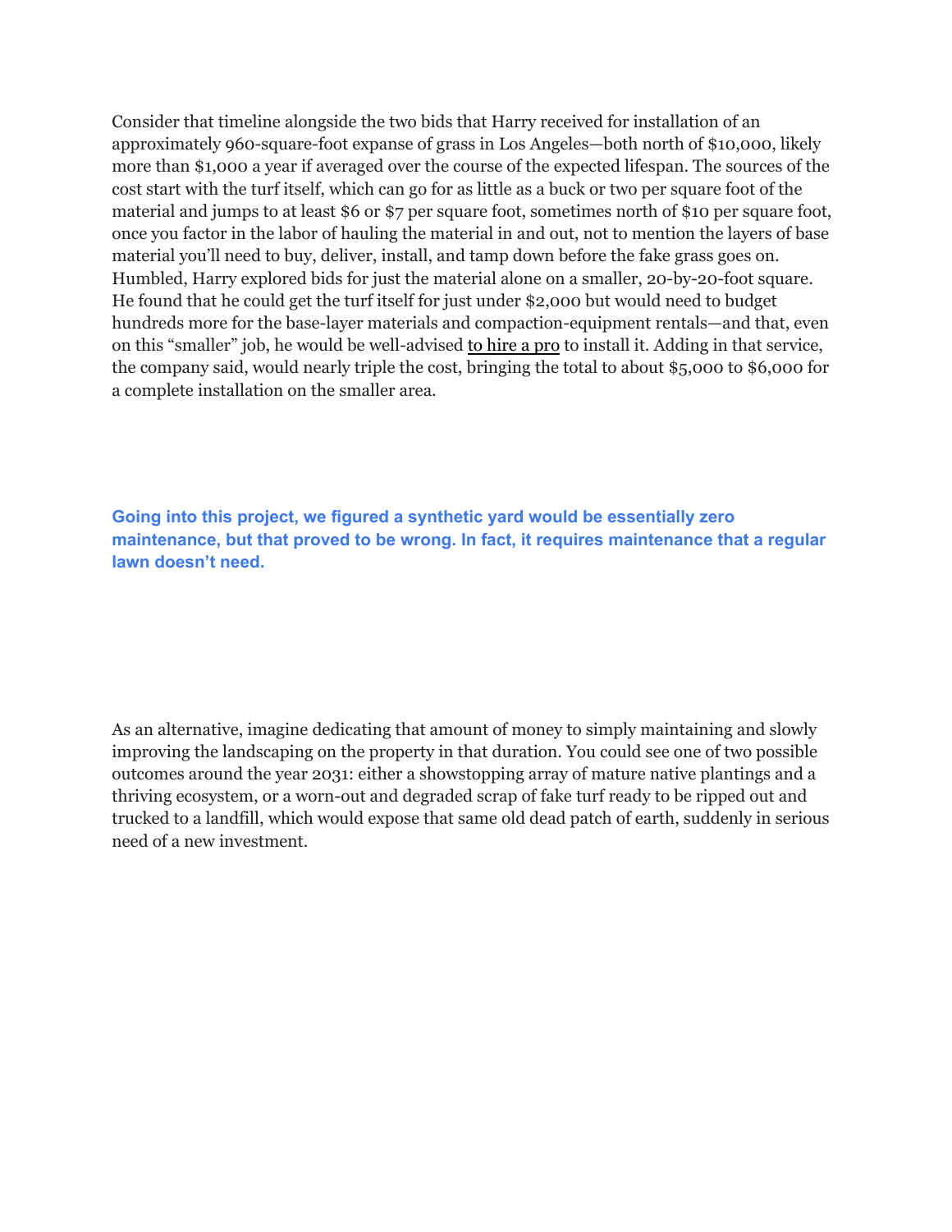Consider that timeline alongside the two bids that Harry received for installation of an approximately 960-square-foot expanse of grass in Los Angeles—both north of $10,000, likely more than $1,000 a year if averaged over the course of the expected lifespan. The sources of the cost start with the turf itself, which can go for as little as a buck or two per square foot of the material and jumps to at least $6 or $7 per square foot, sometimes north of $10 per square foot, once you factor in the labor of hauling the material in and out, not to mention the layers of base material you'll need to buy, deliver, install, and tamp down before the fake grass goes on. Humbled, Harry explored bids for just the material alone on a smaller, 20-by-20-foot square. He found that he could get the turf itself for just under $2,000 but would need to budget hundreds more for the base-layer materials and compaction-equipment rentals—and that, even on this "smaller" job, he would be well-advised to hire a pro to install it. Adding in that service, the company said, would nearly triple the cost, bringing the total to about $5,000 to $6,000 for a complete installation on the smaller area.

**Going into this project, we figured a synthetic yard would be essentially zero maintenance, but that proved to be wrong. In fact, it requires maintenance that a regular lawn doesn't need.**

As an alternative, imagine dedicating that amount of money to simply maintaining and slowly improving the landscaping on the property in that duration. You could see one of two possible outcomes around the year 2031: either a showstopping array of mature native plantings and a thriving ecosystem, or a worn-out and degraded scrap of fake turf ready to be ripped out and trucked to a landfill, which would expose that same old dead patch of earth, suddenly in serious need of a new investment.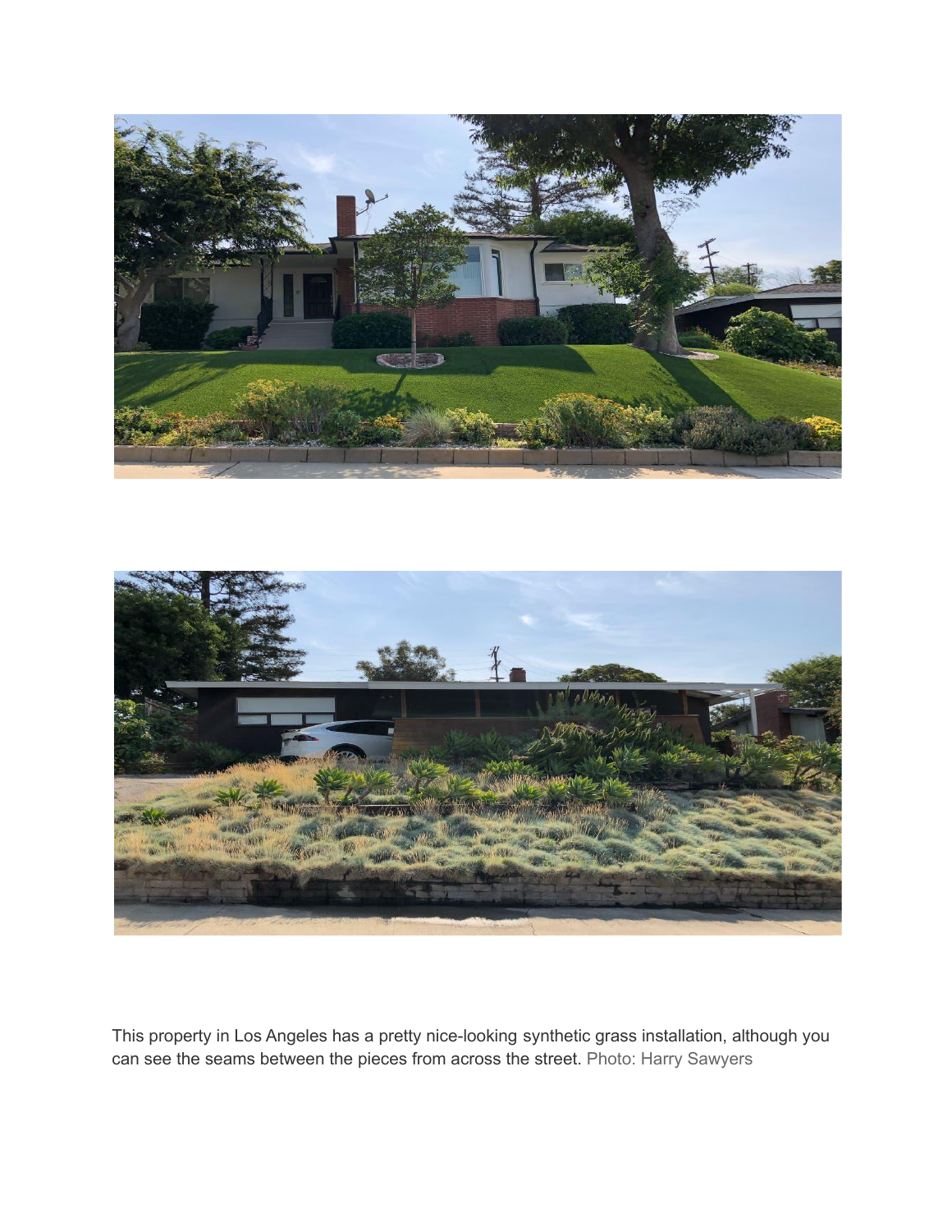This property in Los Angeles has a pretty nice-looking synthetic grass installation, although you can see the seams between the pieces from across the street. Photo: Harry Sawyers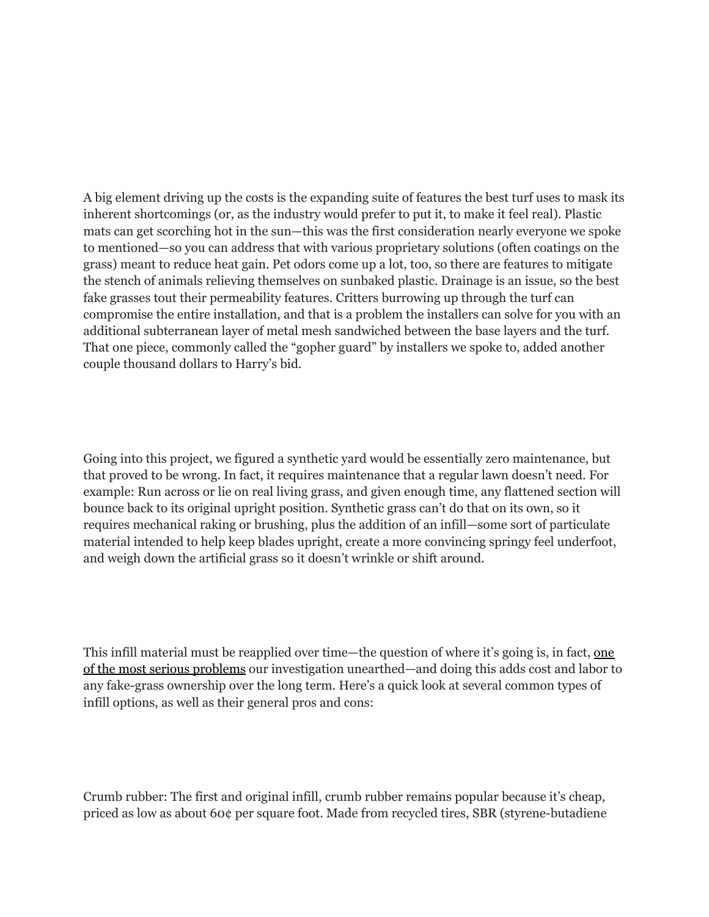A big element driving up the costs is the expanding suite of features the best turf uses to mask its inherent shortcomings (or, as the industry would prefer to put it, to make it feel real). Plastic mats can get scorching hot in the sun—this was the first consideration nearly everyone we spoke to mentioned—so you can address that with various proprietary solutions (often coatings on the grass) meant to reduce heat gain. Pet odors come up a lot, too, so there are features to mitigate the stench of animals relieving themselves on sunbaked plastic. Drainage is an issue, so the best fake grasses tout their permeability features. Critters burrowing up through the turf can compromise the entire installation, and that is a problem the installers can solve for you with an additional subterranean layer of metal mesh sandwiched between the base layers and the turf. That one piece, commonly called the "gopher guard" by installers we spoke to, added another couple thousand dollars to Harry's bid.

Going into this project, we figured a synthetic yard would be essentially zero maintenance, but that proved to be wrong. In fact, it requires maintenance that a regular lawn doesn't need. For example: Run across or lie on real living grass, and given enough time, any flattened section will bounce back to its original upright position. Synthetic grass can't do that on its own, so it requires mechanical raking or brushing, plus the addition of an infill—some sort of particulate material intended to help keep blades upright, create a more convincing springy feel underfoot, and weigh down the artificial grass so it doesn't wrinkle or shift around.

This infill material must be reapplied over time—the question of where it's going is, in fact, one of the most serious problems our investigation unearthed—and doing this adds cost and labor to any fake-grass ownership over the long term. Here's a quick look at several common types of infill options, as well as their general pros and cons:

Crumb rubber: The first and original infill, crumb rubber remains popular because it's cheap, priced as low as about 60¢ per square foot. Made from recycled tires, SBR (styrene-butadiene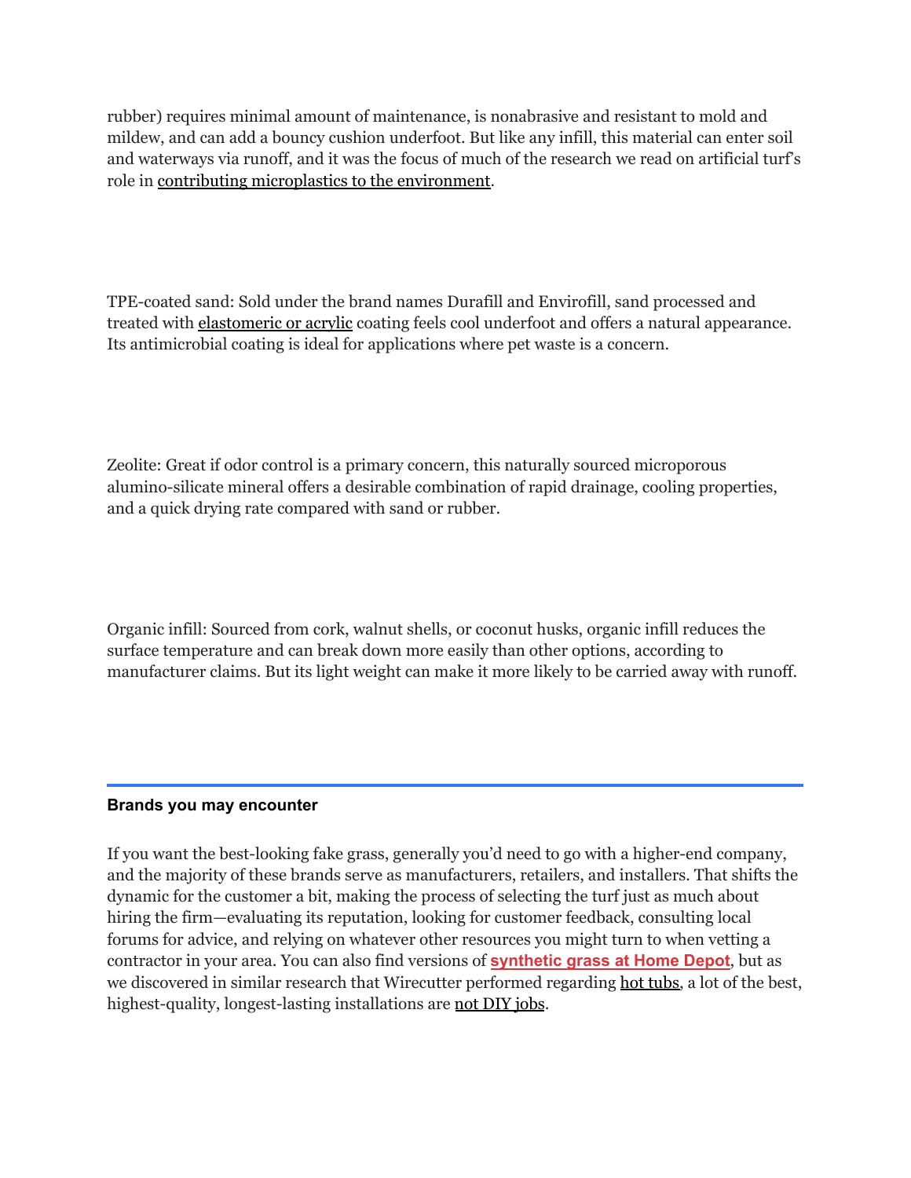rubber) requires minimal amount of maintenance, is nonabrasive and resistant to mold and mildew, and can add a bouncy cushion underfoot. But like any infill, this material can enter soil and waterways via runoff, and it was the focus of much of the research we read on artificial turf's role in contributing microplastics to the environment.

TPE-coated sand: Sold under the brand names Durafill and Envirofill, sand processed and treated with elastomeric or acrylic coating feels cool underfoot and offers a natural appearance. Its antimicrobial coating is ideal for applications where pet waste is a concern.

Zeolite: Great if odor control is a primary concern, this naturally sourced microporous alumino-silicate mineral offers a desirable combination of rapid drainage, cooling properties, and a quick drying rate compared with sand or rubber.

Organic infill: Sourced from cork, walnut shells, or coconut husks, organic infill reduces the surface temperature and can break down more easily than other options, according to manufacturer claims. But its light weight can make it more likely to be carried away with runoff.

---

**Brands you may encounter**

If you want the best-looking fake grass, generally you'd need to go with a higher-end company, and the majority of these brands serve as manufacturers, retailers, and installers. That shifts the dynamic for the customer a bit, making the process of selecting the turf just as much about hiring the firm—evaluating its reputation, looking for customer feedback, consulting local forums for advice, and relying on whatever other resources you might turn to when vetting a contractor in your area. You can also find versions of **synthetic grass at Home Depot**, but as we discovered in similar research that Wirecutter performed regarding hot tubs, a lot of the best, highest-quality, longest-lasting installations are not DIY jobs.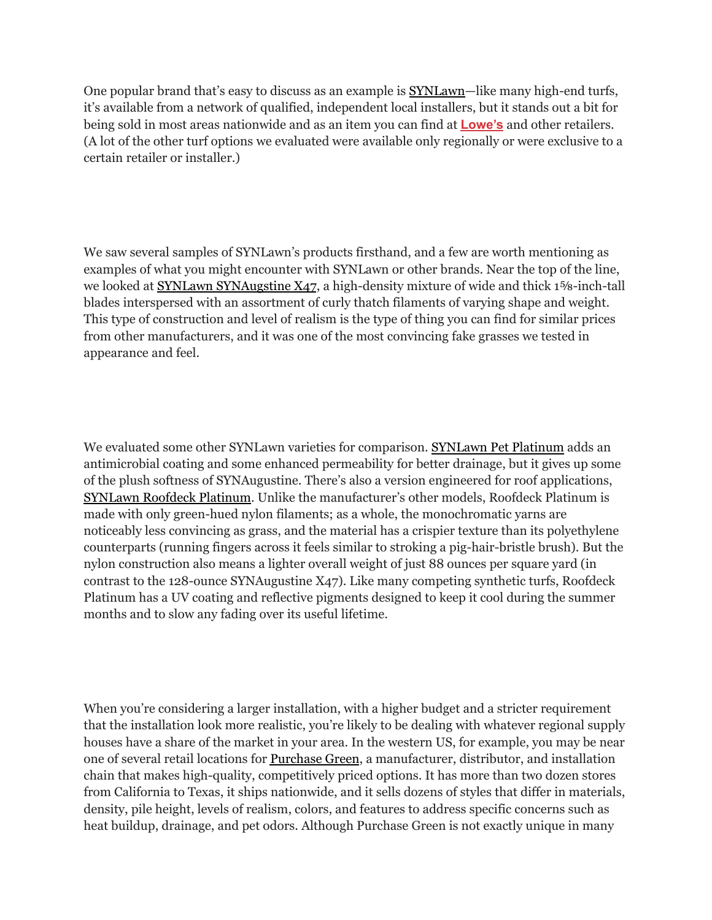One popular brand that's easy to discuss as an example is SYNLawn—like many high-end turfs, it's available from a network of qualified, independent local installers, but it stands out a bit for being sold in most areas nationwide and as an item you can find at **Lowe's** and other retailers. (A lot of the other turf options we evaluated were available only regionally or were exclusive to a certain retailer or installer.)

We saw several samples of SYNLawn's products firsthand, and a few are worth mentioning as examples of what you might encounter with SYNLawn or other brands. Near the top of the line, we looked at SYNLawn SYNAugstine X47, a high-density mixture of wide and thick 1⅝-inch-tall blades interspersed with an assortment of curly thatch filaments of varying shape and weight. This type of construction and level of realism is the type of thing you can find for similar prices from other manufacturers, and it was one of the most convincing fake grasses we tested in appearance and feel.

We evaluated some other SYNLawn varieties for comparison. SYNLawn Pet Platinum adds an antimicrobial coating and some enhanced permeability for better drainage, but it gives up some of the plush softness of SYNAugustine. There's also a version engineered for roof applications, SYNLawn Roofdeck Platinum. Unlike the manufacturer's other models, Roofdeck Platinum is made with only green-hued nylon filaments; as a whole, the monochromatic yarns are noticeably less convincing as grass, and the material has a crispier texture than its polyethylene counterparts (running fingers across it feels similar to stroking a pig-hair-bristle brush). But the nylon construction also means a lighter overall weight of just 88 ounces per square yard (in contrast to the 128-ounce SYNAugustine X47). Like many competing synthetic turfs, Roofdeck Platinum has a UV coating and reflective pigments designed to keep it cool during the summer months and to slow any fading over its useful lifetime.

When you're considering a larger installation, with a higher budget and a stricter requirement that the installation look more realistic, you're likely to be dealing with whatever regional supply houses have a share of the market in your area. In the western US, for example, you may be near one of several retail locations for Purchase Green, a manufacturer, distributor, and installation chain that makes high-quality, competitively priced options. It has more than two dozen stores from California to Texas, it ships nationwide, and it sells dozens of styles that differ in materials, density, pile height, levels of realism, colors, and features to address specific concerns such as heat buildup, drainage, and pet odors. Although Purchase Green is not exactly unique in many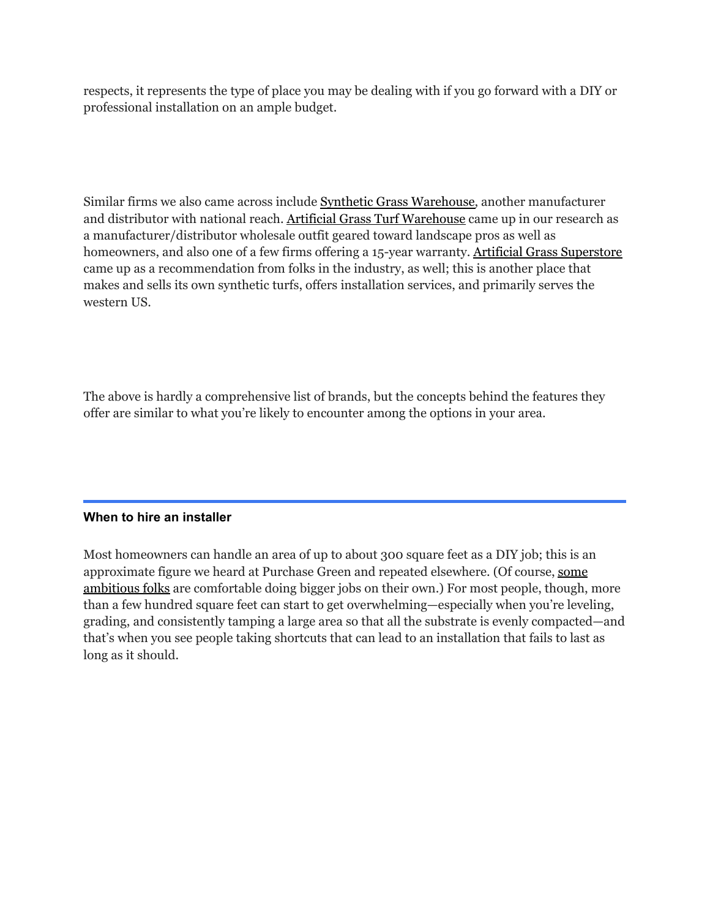respects, it represents the type of place you may be dealing with if you go forward with a DIY or professional installation on an ample budget.

Similar firms we also came across include Synthetic Grass Warehouse, another manufacturer and distributor with national reach. Artificial Grass Turf Warehouse came up in our research as a manufacturer/distributor wholesale outfit geared toward landscape pros as well as homeowners, and also one of a few firms offering a 15-year warranty. Artificial Grass Superstore came up as a recommendation from folks in the industry, as well; this is another place that makes and sells its own synthetic turfs, offers installation services, and primarily serves the western US.

The above is hardly a comprehensive list of brands, but the concepts behind the features they offer are similar to what you're likely to encounter among the options in your area.

---

### When to hire an installer

Most homeowners can handle an area of up to about 300 square feet as a DIY job; this is an approximate figure we heard at Purchase Green and repeated elsewhere. (Of course, some ambitious folks are comfortable doing bigger jobs on their own.) For most people, though, more than a few hundred square feet can start to get overwhelming—especially when you're leveling, grading, and consistently tamping a large area so that all the substrate is evenly compacted—and that's when you see people taking shortcuts that can lead to an installation that fails to last as long as it should.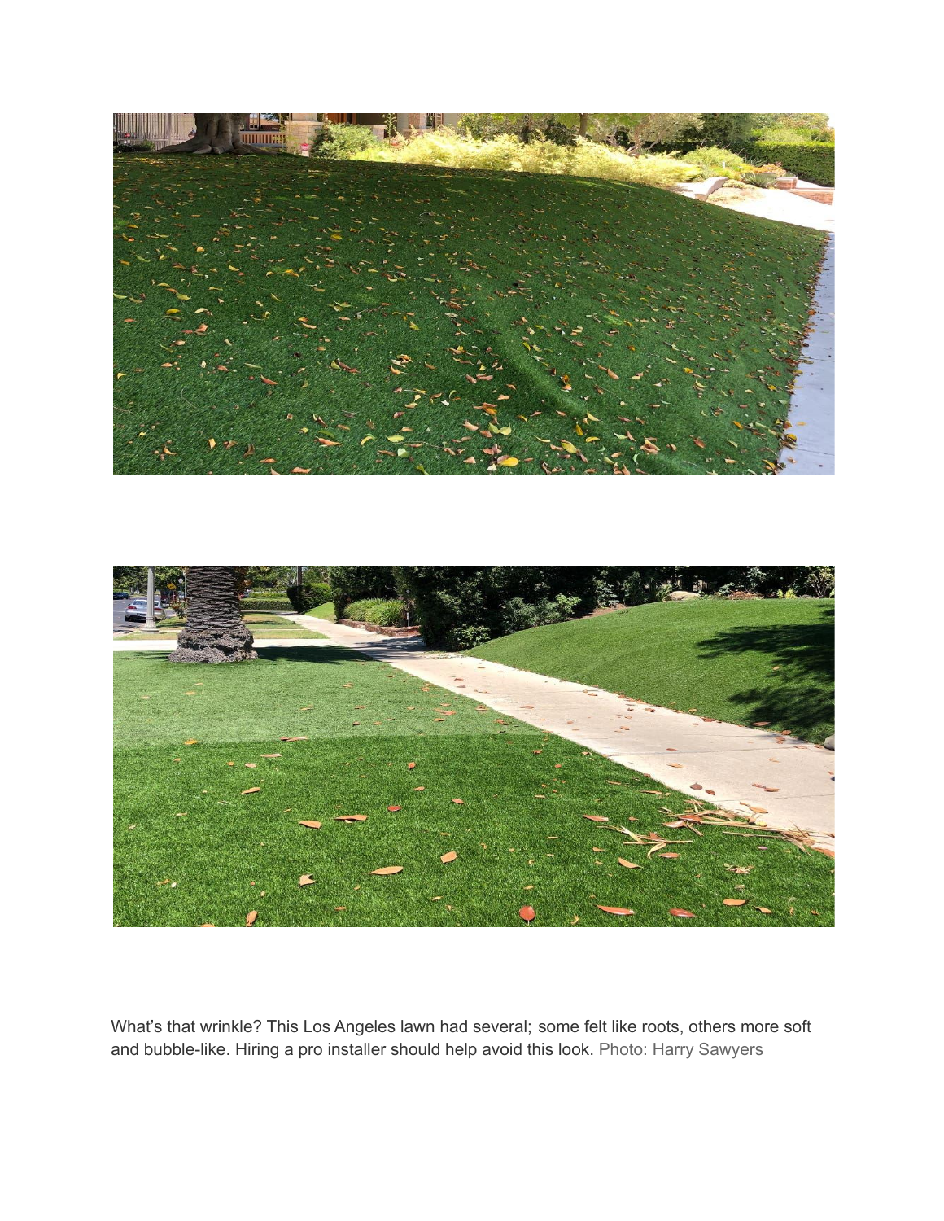What's that wrinkle? This Los Angeles lawn had several; some felt like roots, others more soft and bubble-like. Hiring a pro installer should help avoid this look. Photo: Harry Sawyers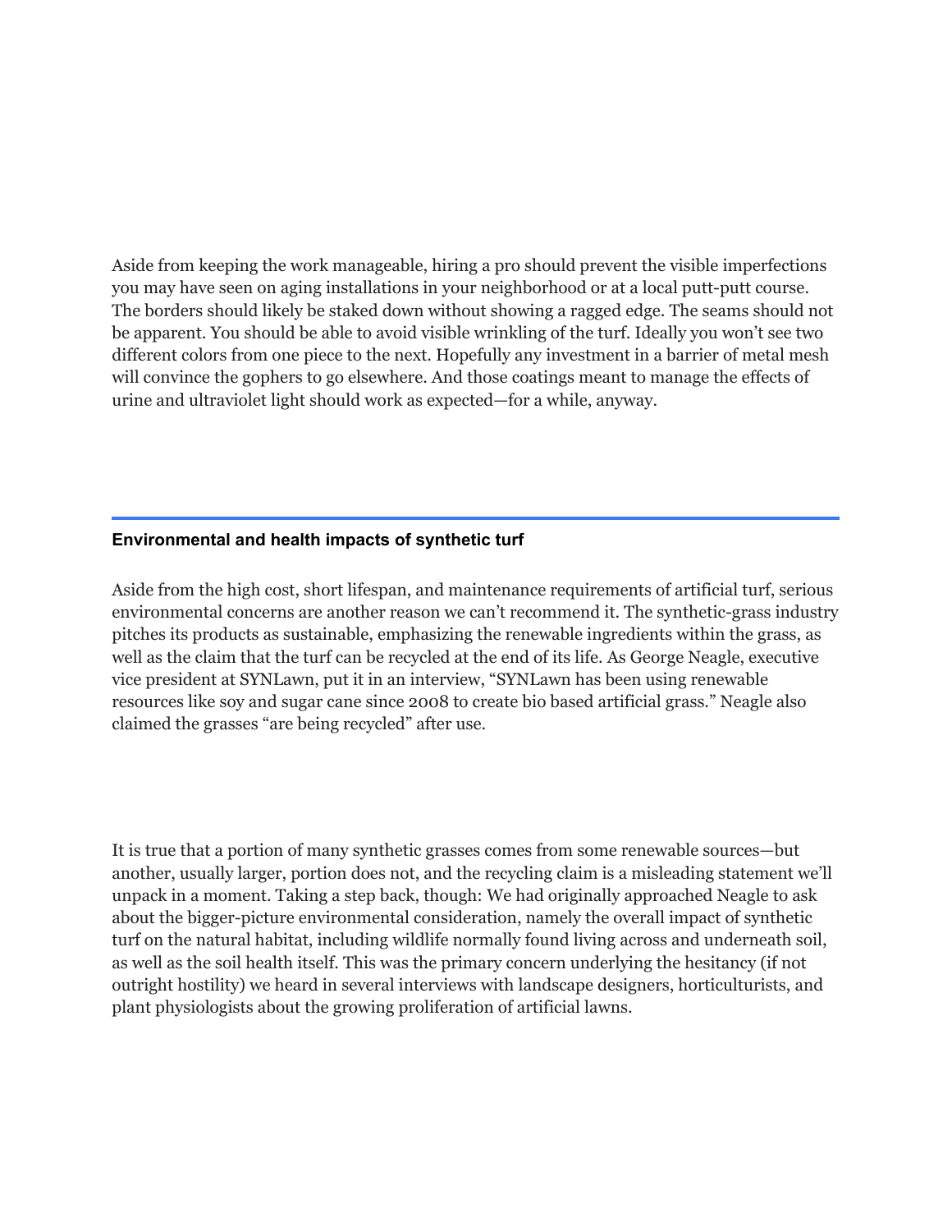Aside from keeping the work manageable, hiring a pro should prevent the visible imperfections you may have seen on aging installations in your neighborhood or at a local putt-putt course. The borders should likely be staked down without showing a ragged edge. The seams should not be apparent. You should be able to avoid visible wrinkling of the turf. Ideally you won't see two different colors from one piece to the next. Hopefully any investment in a barrier of metal mesh will convince the gophers to go elsewhere. And those coatings meant to manage the effects of urine and ultraviolet light should work as expected—for a while, anyway.

---

### Environmental and health impacts of synthetic turf

Aside from the high cost, short lifespan, and maintenance requirements of artificial turf, serious environmental concerns are another reason we can't recommend it. The synthetic-grass industry pitches its products as sustainable, emphasizing the renewable ingredients within the grass, as well as the claim that the turf can be recycled at the end of its life. As George Neagle, executive vice president at SYNLawn, put it in an interview, "SYNLawn has been using renewable resources like soy and sugar cane since 2008 to create bio based artificial grass." Neagle also claimed the grasses "are being recycled" after use.

It is true that a portion of many synthetic grasses comes from some renewable sources—but another, usually larger, portion does not, and the recycling claim is a misleading statement we'll unpack in a moment. Taking a step back, though: We had originally approached Neagle to ask about the bigger-picture environmental consideration, namely the overall impact of synthetic turf on the natural habitat, including wildlife normally found living across and underneath soil, as well as the soil health itself. This was the primary concern underlying the hesitancy (if not outright hostility) we heard in several interviews with landscape designers, horticulturists, and plant physiologists about the growing proliferation of artificial lawns.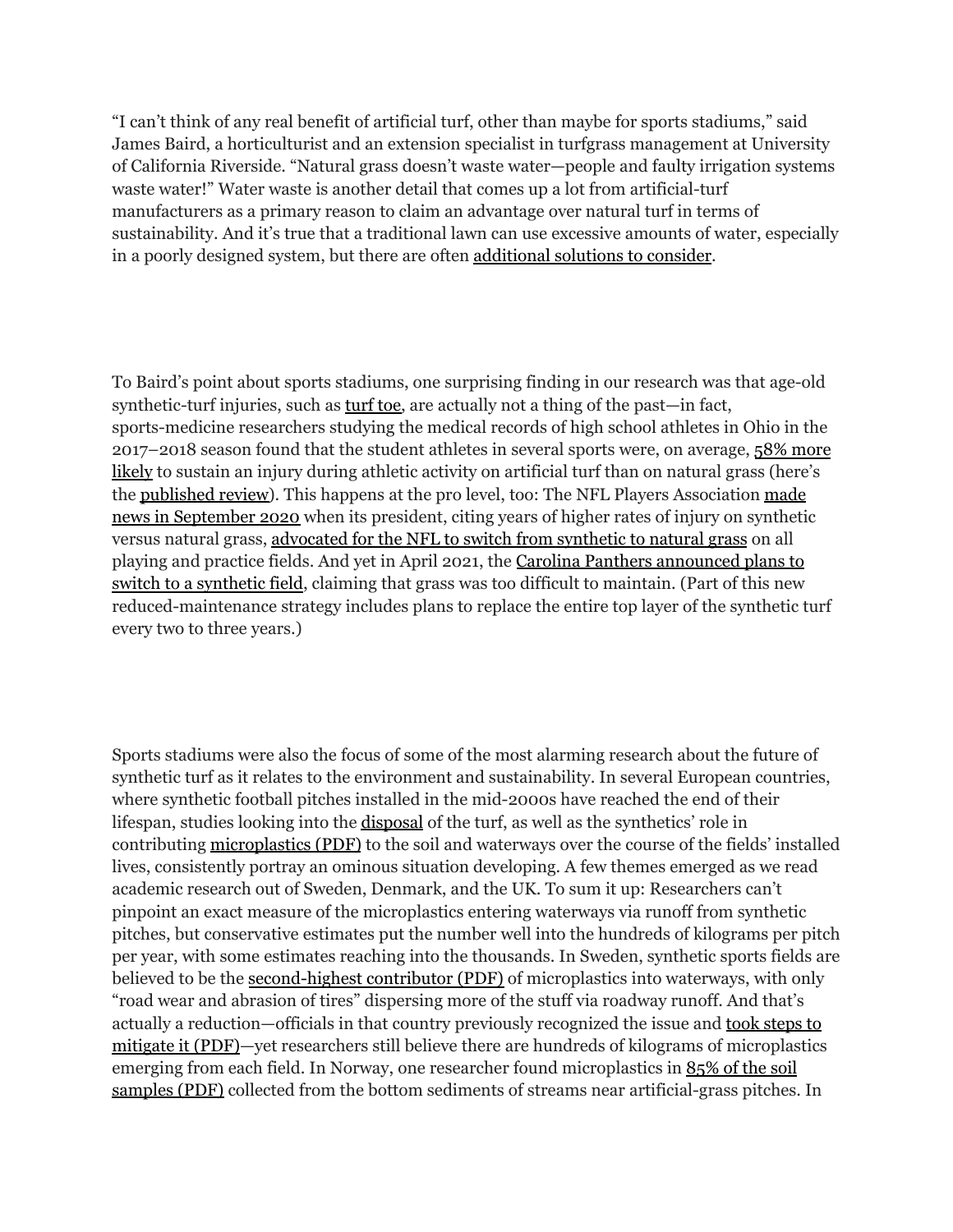"I can't think of any real benefit of artificial turf, other than maybe for sports stadiums," said James Baird, a horticulturist and an extension specialist in turfgrass management at University of California Riverside. "Natural grass doesn't waste water—people and faulty irrigation systems waste water!" Water waste is another detail that comes up a lot from artificial-turf manufacturers as a primary reason to claim an advantage over natural turf in terms of sustainability. And it's true that a traditional lawn can use excessive amounts of water, especially in a poorly designed system, but there are often additional solutions to consider.

To Baird's point about sports stadiums, one surprising finding in our research was that age-old synthetic-turf injuries, such as turf toe, are actually not a thing of the past—in fact, sports-medicine researchers studying the medical records of high school athletes in Ohio in the 2017–2018 season found that the student athletes in several sports were, on average, 58% more likely to sustain an injury during athletic activity on artificial turf than on natural grass (here's the published review). This happens at the pro level, too: The NFL Players Association made news in September 2020 when its president, citing years of higher rates of injury on synthetic versus natural grass, advocated for the NFL to switch from synthetic to natural grass on all playing and practice fields. And yet in April 2021, the Carolina Panthers announced plans to switch to a synthetic field, claiming that grass was too difficult to maintain. (Part of this new reduced-maintenance strategy includes plans to replace the entire top layer of the synthetic turf every two to three years.)

Sports stadiums were also the focus of some of the most alarming research about the future of synthetic turf as it relates to the environment and sustainability. In several European countries, where synthetic football pitches installed in the mid-2000s have reached the end of their lifespan, studies looking into the disposal of the turf, as well as the synthetics' role in contributing microplastics (PDF) to the soil and waterways over the course of the fields' installed lives, consistently portray an ominous situation developing. A few themes emerged as we read academic research out of Sweden, Denmark, and the UK. To sum it up: Researchers can't pinpoint an exact measure of the microplastics entering waterways via runoff from synthetic pitches, but conservative estimates put the number well into the hundreds of kilograms per pitch per year, with some estimates reaching into the thousands. In Sweden, synthetic sports fields are believed to be the second-highest contributor (PDF) of microplastics into waterways, with only "road wear and abrasion of tires" dispersing more of the stuff via roadway runoff. And that's actually a reduction—officials in that country previously recognized the issue and took steps to mitigate it (PDF)—yet researchers still believe there are hundreds of kilograms of microplastics emerging from each field. In Norway, one researcher found microplastics in 85% of the soil samples (PDF) collected from the bottom sediments of streams near artificial-grass pitches. In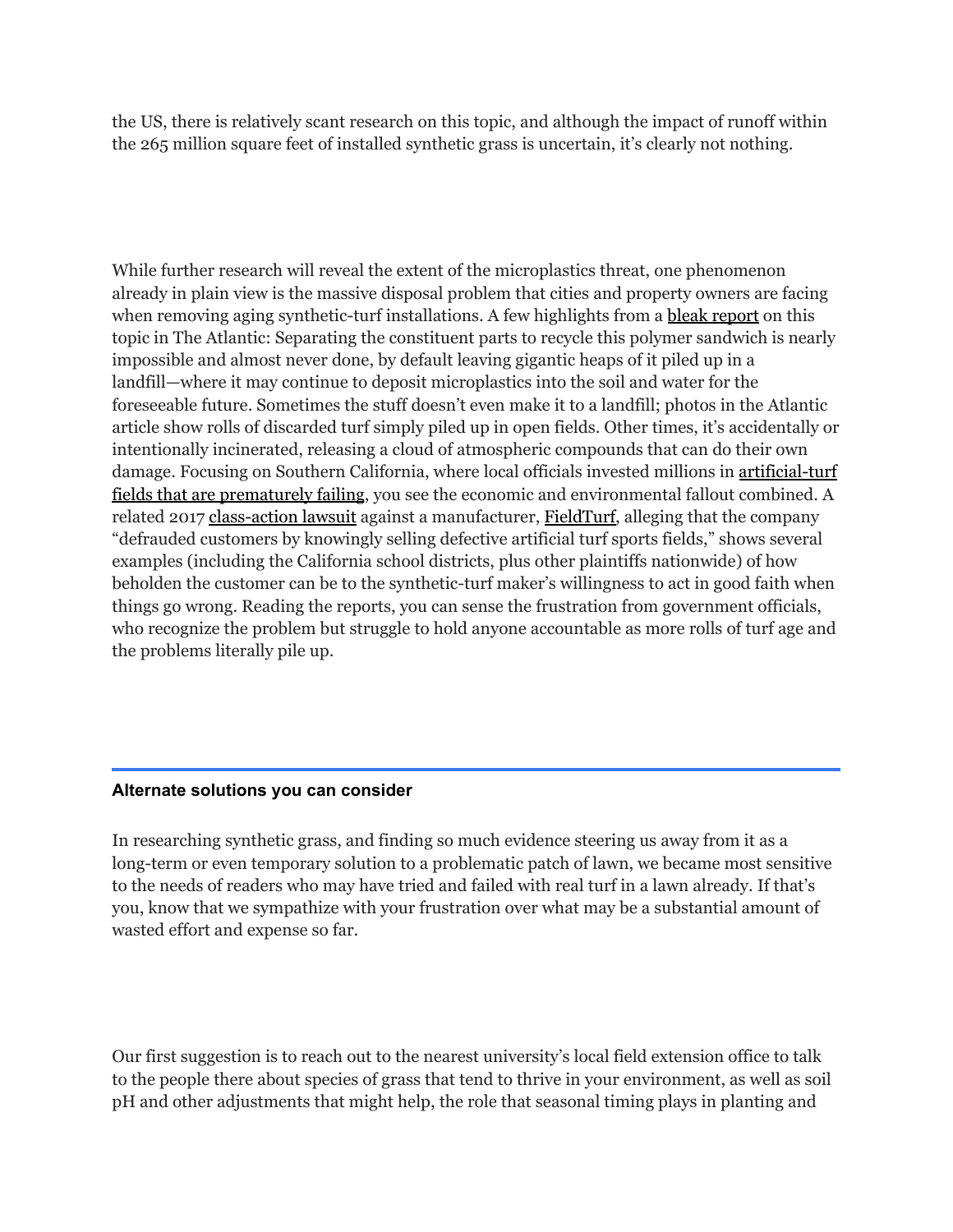the US, there is relatively scant research on this topic, and although the impact of runoff within the 265 million square feet of installed synthetic grass is uncertain, it's clearly not nothing.

While further research will reveal the extent of the microplastics threat, one phenomenon already in plain view is the massive disposal problem that cities and property owners are facing when removing aging synthetic-turf installations. A few highlights from a bleak report on this topic in The Atlantic: Separating the constituent parts to recycle this polymer sandwich is nearly impossible and almost never done, by default leaving gigantic heaps of it piled up in a landfill—where it may continue to deposit microplastics into the soil and water for the foreseeable future. Sometimes the stuff doesn't even make it to a landfill; photos in the Atlantic article show rolls of discarded turf simply piled up in open fields. Other times, it's accidentally or intentionally incinerated, releasing a cloud of atmospheric compounds that can do their own damage. Focusing on Southern California, where local officials invested millions in artificial-turf fields that are prematurely failing, you see the economic and environmental fallout combined. A related 2017 class-action lawsuit against a manufacturer, FieldTurf, alleging that the company "defrauded customers by knowingly selling defective artificial turf sports fields," shows several examples (including the California school districts, plus other plaintiffs nationwide) of how beholden the customer can be to the synthetic-turf maker's willingness to act in good faith when things go wrong. Reading the reports, you can sense the frustration from government officials, who recognize the problem but struggle to hold anyone accountable as more rolls of turf age and the problems literally pile up.

---

**Alternate solutions you can consider**

In researching synthetic grass, and finding so much evidence steering us away from it as a long-term or even temporary solution to a problematic patch of lawn, we became most sensitive to the needs of readers who may have tried and failed with real turf in a lawn already. If that's you, know that we sympathize with your frustration over what may be a substantial amount of wasted effort and expense so far.

Our first suggestion is to reach out to the nearest university's local field extension office to talk to the people there about species of grass that tend to thrive in your environment, as well as soil pH and other adjustments that might help, the role that seasonal timing plays in planting and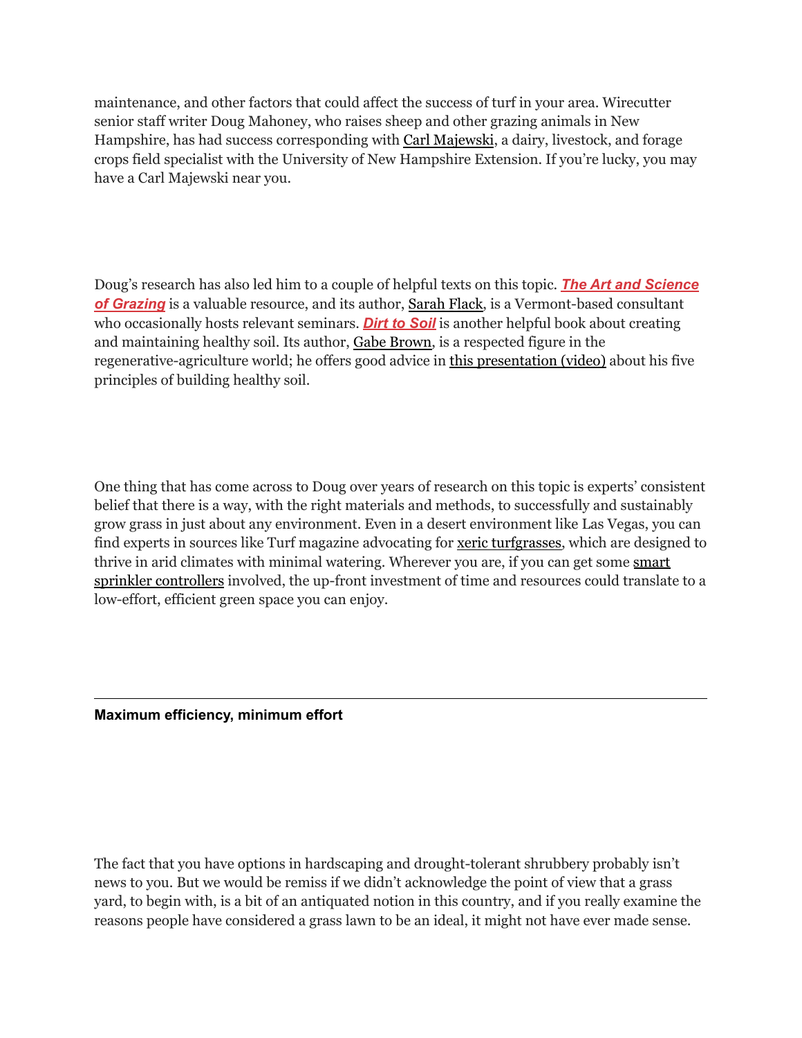maintenance, and other factors that could affect the success of turf in your area. Wirecutter senior staff writer Doug Mahoney, who raises sheep and other grazing animals in New Hampshire, has had success corresponding with Carl Majewski, a dairy, livestock, and forage crops field specialist with the University of New Hampshire Extension. If you're lucky, you may have a Carl Majewski near you.

Doug's research has also led him to a couple of helpful texts on this topic. ***The Art and Science of Grazing*** is a valuable resource, and its author, Sarah Flack, is a Vermont-based consultant who occasionally hosts relevant seminars. ***Dirt to Soil*** is another helpful book about creating and maintaining healthy soil. Its author, Gabe Brown, is a respected figure in the regenerative-agriculture world; he offers good advice in this presentation (video) about his five principles of building healthy soil.

One thing that has come across to Doug over years of research on this topic is experts' consistent belief that there is a way, with the right materials and methods, to successfully and sustainably grow grass in just about any environment. Even in a desert environment like Las Vegas, you can find experts in sources like Turf magazine advocating for xeric turfgrasses, which are designed to thrive in arid climates with minimal watering. Wherever you are, if you can get some smart sprinkler controllers involved, the up-front investment of time and resources could translate to a low-effort, efficient green space you can enjoy.

---

**Maximum efficiency, minimum effort**

The fact that you have options in hardscaping and drought-tolerant shrubbery probably isn't news to you. But we would be remiss if we didn't acknowledge the point of view that a grass yard, to begin with, is a bit of an antiquated notion in this country, and if you really examine the reasons people have considered a grass lawn to be an ideal, it might not have ever made sense.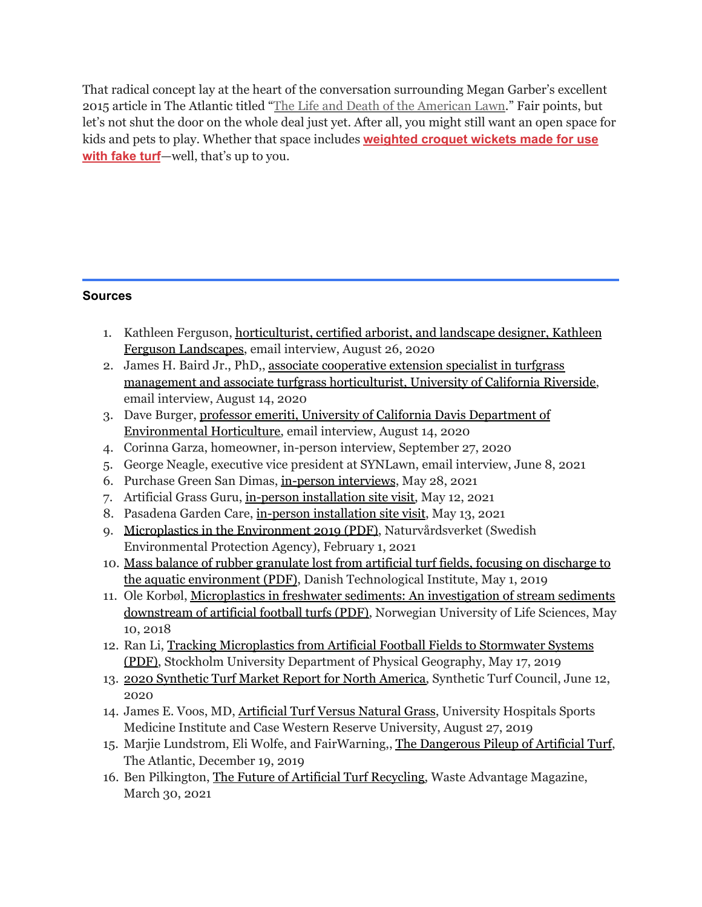That radical concept lay at the heart of the conversation surrounding Megan Garber's excellent 2015 article in The Atlantic titled "The Life and Death of the American Lawn." Fair points, but let's not shut the door on the whole deal just yet. After all, you might still want an open space for kids and pets to play. Whether that space includes **weighted croquet wickets made for use with fake turf**—well, that's up to you.

---

**Sources**

1. Kathleen Ferguson, horticulturist, certified arborist, and landscape designer, Kathleen Ferguson Landscapes, email interview, August 26, 2020
2. James H. Baird Jr., PhD,, associate cooperative extension specialist in turfgrass management and associate turfgrass horticulturist, University of California Riverside, email interview, August 14, 2020
3. Dave Burger, professor emeriti, University of California Davis Department of Environmental Horticulture, email interview, August 14, 2020
4. Corinna Garza, homeowner, in-person interview, September 27, 2020
5. George Neagle, executive vice president at SYNLawn, email interview, June 8, 2021
6. Purchase Green San Dimas, in-person interviews, May 28, 2021
7. Artificial Grass Guru, in-person installation site visit, May 12, 2021
8. Pasadena Garden Care, in-person installation site visit, May 13, 2021
9. Microplastics in the Environment 2019 (PDF), Naturvårdsverket (Swedish Environmental Protection Agency), February 1, 2021
10. Mass balance of rubber granulate lost from artificial turf fields, focusing on discharge to the aquatic environment (PDF), Danish Technological Institute, May 1, 2019
11. Ole Korbøl, Microplastics in freshwater sediments: An investigation of stream sediments downstream of artificial football turfs (PDF), Norwegian University of Life Sciences, May 10, 2018
12. Ran Li, Tracking Microplastics from Artificial Football Fields to Stormwater Systems (PDF), Stockholm University Department of Physical Geography, May 17, 2019
13. 2020 Synthetic Turf Market Report for North America, Synthetic Turf Council, June 12, 2020
14. James E. Voos, MD, Artificial Turf Versus Natural Grass, University Hospitals Sports Medicine Institute and Case Western Reserve University, August 27, 2019
15. Marjie Lundstrom, Eli Wolfe, and FairWarning,, The Dangerous Pileup of Artificial Turf, The Atlantic, December 19, 2019
16. Ben Pilkington, The Future of Artificial Turf Recycling, Waste Advantage Magazine, March 30, 2021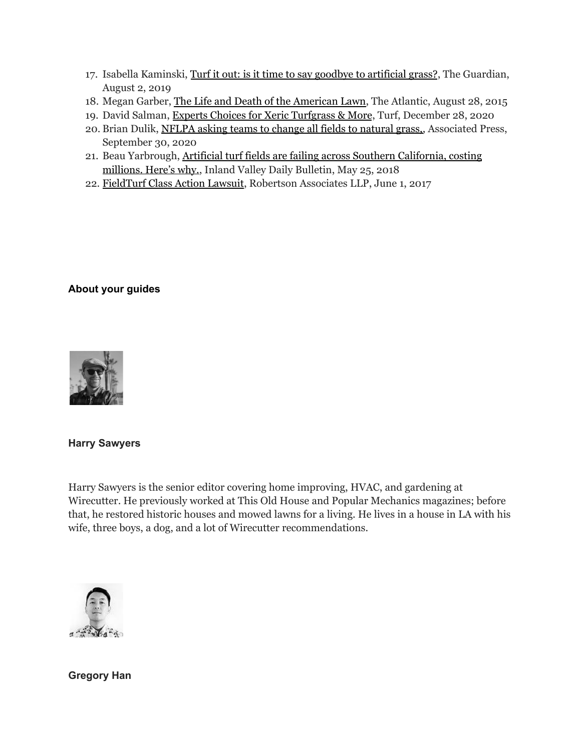17. Isabella Kaminski, Turf it out: is it time to say goodbye to artificial grass?, The Guardian, August 2, 2019
18. Megan Garber, The Life and Death of the American Lawn, The Atlantic, August 28, 2015
19. David Salman, Experts Choices for Xeric Turfgrass & More, Turf, December 28, 2020
20. Brian Dulik, NFLPA asking teams to change all fields to natural grass., Associated Press, September 30, 2020
21. Beau Yarbrough, Artificial turf fields are failing across Southern California, costing millions. Here's why., Inland Valley Daily Bulletin, May 25, 2018
22. FieldTurf Class Action Lawsuit, Robertson Associates LLP, June 1, 2017

**About your guides**

**Harry Sawyers**

Harry Sawyers is the senior editor covering home improving, HVAC, and gardening at Wirecutter. He previously worked at This Old House and Popular Mechanics magazines; before that, he restored historic houses and mowed lawns for a living. He lives in a house in LA with his wife, three boys, a dog, and a lot of Wirecutter recommendations.

**Gregory Han**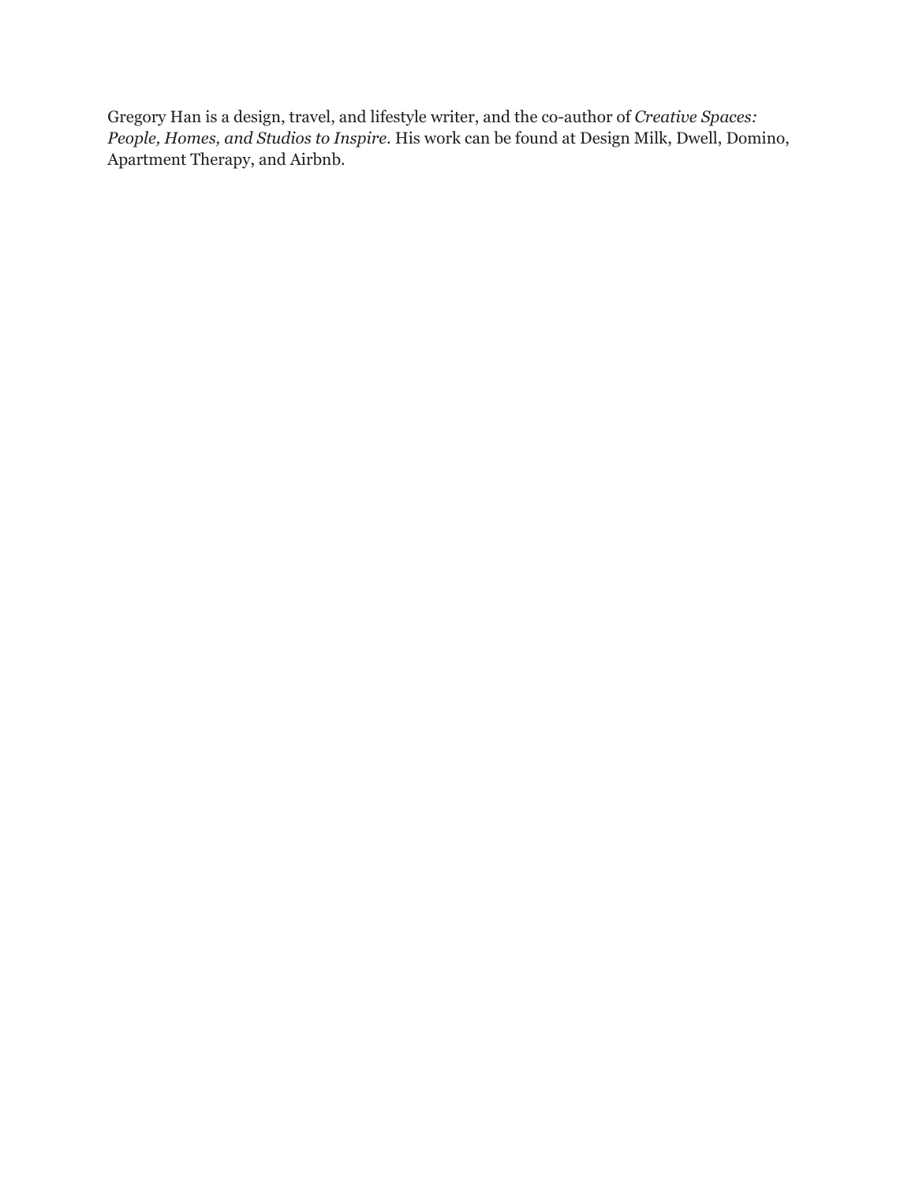Gregory Han is a design, travel, and lifestyle writer, and the co-author of *Creative Spaces: People, Homes, and Studios to Inspire*. His work can be found at Design Milk, Dwell, Domino, Apartment Therapy, and Airbnb.